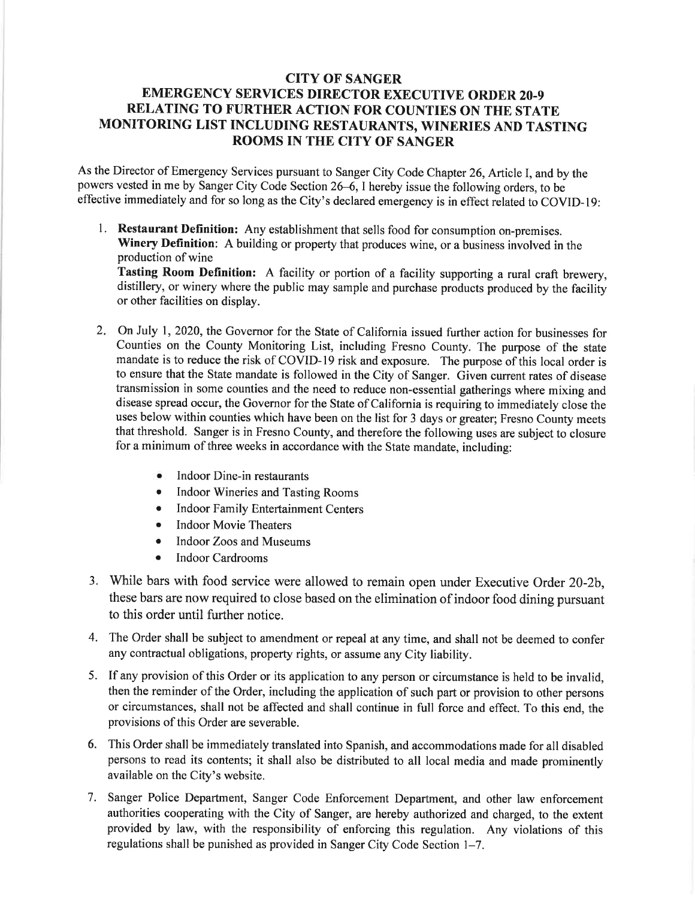# CITY OF SANGER
## EMERGENCY SERVICES DIRECTOR EXECUTIVE ORDER 20-9
## RELATING TO FURTHER ACTION FOR COUNTIES ON THE STATE MONITORING LIST INCLUDING RESTAURANTS, WINERIES AND TASTING ROOMS IN THE CITY OF SANGER

As the Director of Emergency Services pursuant to Sanger City Code Chapter 26, Article I, and by the powers vested in me by Sanger City Code Section 26–6, I hereby issue the following orders, to be effective immediately and for so long as the City's declared emergency is in effect related to COVID-19:

1. **Restaurant Definition:** Any establishment that sells food for consumption on-premises.
   **Winery Definition**: A building or property that produces wine, or a business involved in the production of wine
   **Tasting Room Definition:** A facility or portion of a facility supporting a rural craft brewery, distillery, or winery where the public may sample and purchase products produced by the facility or other facilities on display.

2. On July 1, 2020, the Governor for the State of California issued further action for businesses for Counties on the County Monitoring List, including Fresno County. The purpose of the state mandate is to reduce the risk of COVID-19 risk and exposure. The purpose of this local order is to ensure that the State mandate is followed in the City of Sanger. Given current rates of disease transmission in some counties and the need to reduce non-essential gatherings where mixing and disease spread occur, the Governor for the State of California is requiring to immediately close the uses below within counties which have been on the list for 3 days or greater; Fresno County meets that threshold. Sanger is in Fresno County, and therefore the following uses are subject to closure for a minimum of three weeks in accordance with the State mandate, including:

   - Indoor Dine-in restaurants
   - Indoor Wineries and Tasting Rooms
   - Indoor Family Entertainment Centers
   - Indoor Movie Theaters
   - Indoor Zoos and Museums
   - Indoor Cardrooms

3. While bars with food service were allowed to remain open under Executive Order 20-2b, these bars are now required to close based on the elimination of indoor food dining pursuant to this order until further notice.

4. The Order shall be subject to amendment or repeal at any time, and shall not be deemed to confer any contractual obligations, property rights, or assume any City liability.

5. If any provision of this Order or its application to any person or circumstance is held to be invalid, then the reminder of the Order, including the application of such part or provision to other persons or circumstances, shall not be affected and shall continue in full force and effect. To this end, the provisions of this Order are severable.

6. This Order shall be immediately translated into Spanish, and accommodations made for all disabled persons to read its contents; it shall also be distributed to all local media and made prominently available on the City's website.

7. Sanger Police Department, Sanger Code Enforcement Department, and other law enforcement authorities cooperating with the City of Sanger, are hereby authorized and charged, to the extent provided by law, with the responsibility of enforcing this regulation. Any violations of this regulations shall be punished as provided in Sanger City Code Section 1–7.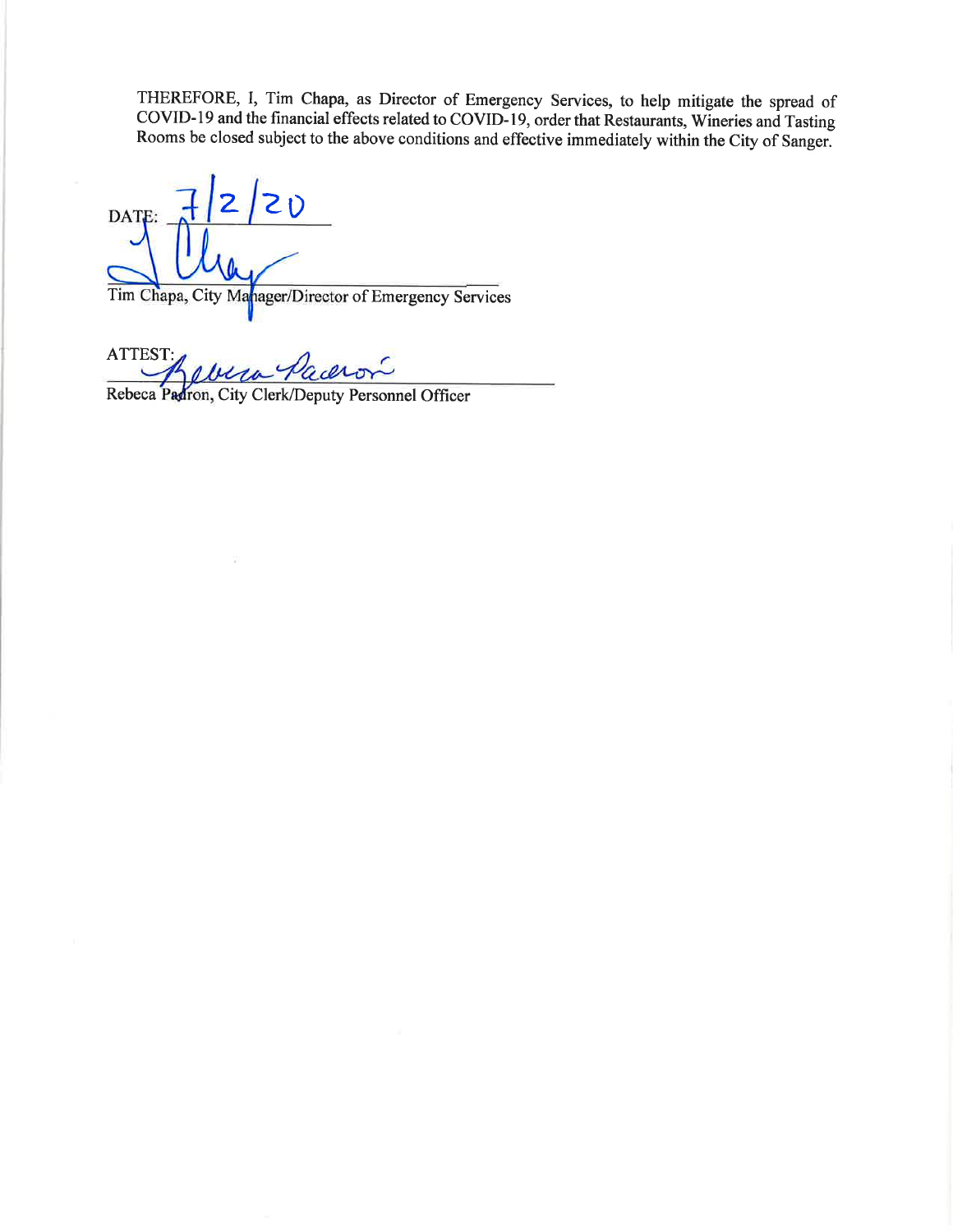THEREFORE, I, Tim Chapa, as Director of Emergency Services, to help mitigate the spread of COVID-19 and the financial effects related to COVID-19, order that Restaurants, Wineries and Tasting Rooms be closed subject to the above conditions and effective immediately within the City of Sanger.

DATE: 7/2/20

Tim Chapa, City Manager/Director of Emergency Services

ATTEST:

Rebeca Padron, City Clerk/Deputy Personnel Officer